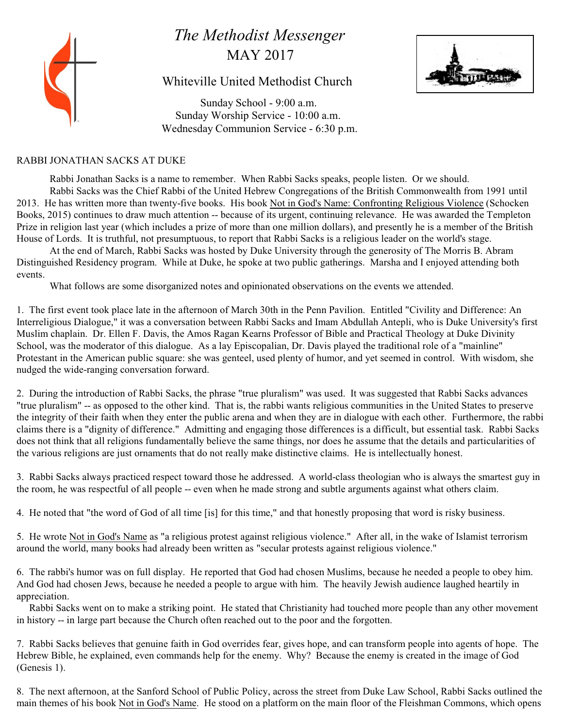# *The Methodist Messenger*

# MAY 2017

## Whiteville United Methodist Church

Sunday School - 9:00 a.m.
Sunday Worship Service - 10:00 a.m.
Wednesday Communion Service - 6:30 p.m.

RABBI JONATHAN SACKS AT DUKE

Rabbi Jonathan Sacks is a name to remember. When Rabbi Sacks speaks, people listen. Or we should.

Rabbi Sacks was the Chief Rabbi of the United Hebrew Congregations of the British Commonwealth from 1991 until 2013. He has written more than twenty-five books. His book <u>Not in God's Name: Confronting Religious Violence</u> (Schocken Books, 2015) continues to draw much attention -- because of its urgent, continuing relevance. He was awarded the Templeton Prize in religion last year (which includes a prize of more than one million dollars), and presently he is a member of the British House of Lords. It is truthful, not presumptuous, to report that Rabbi Sacks is a religious leader on the world's stage.

At the end of March, Rabbi Sacks was hosted by Duke University through the generosity of The Morris B. Abram Distinguished Residency program. While at Duke, he spoke at two public gatherings. Marsha and I enjoyed attending both events.

What follows are some disorganized notes and opinionated observations on the events we attended.

1. The first event took place late in the afternoon of March 30th in the Penn Pavilion. Entitled "Civility and Difference: An Interreligious Dialogue," it was a conversation between Rabbi Sacks and Imam Abdullah Antepli, who is Duke University's first Muslim chaplain. Dr. Ellen F. Davis, the Amos Ragan Kearns Professor of Bible and Practical Theology at Duke Divinity School, was the moderator of this dialogue. As a lay Episcopalian, Dr. Davis played the traditional role of a "mainline" Protestant in the American public square: she was genteel, used plenty of humor, and yet seemed in control. With wisdom, she nudged the wide-ranging conversation forward.

2. During the introduction of Rabbi Sacks, the phrase "true pluralism" was used. It was suggested that Rabbi Sacks advances "true pluralism" -- as opposed to the other kind. That is, the rabbi wants religious communities in the United States to preserve the integrity of their faith when they enter the public arena and when they are in dialogue with each other. Furthermore, the rabbi claims there is a "dignity of difference." Admitting and engaging those differences is a difficult, but essential task. Rabbi Sacks does not think that all religions fundamentally believe the same things, nor does he assume that the details and particularities of the various religions are just ornaments that do not really make distinctive claims. He is intellectually honest.

3. Rabbi Sacks always practiced respect toward those he addressed. A world-class theologian who is always the smartest guy in the room, he was respectful of all people -- even when he made strong and subtle arguments against what others claim.

4. He noted that "the word of God of all time [is] for this time," and that honestly proposing that word is risky business.

5. He wrote <u>Not in God's Name</u> as "a religious protest against religious violence." After all, in the wake of Islamist terrorism around the world, many books had already been written as "secular protests against religious violence."

6. The rabbi's humor was on full display. He reported that God had chosen Muslims, because he needed a people to obey him. And God had chosen Jews, because he needed a people to argue with him. The heavily Jewish audience laughed heartily in appreciation.

Rabbi Sacks went on to make a striking point. He stated that Christianity had touched more people than any other movement in history -- in large part because the Church often reached out to the poor and the forgotten.

7. Rabbi Sacks believes that genuine faith in God overrides fear, gives hope, and can transform people into agents of hope. The Hebrew Bible, he explained, even commands help for the enemy. Why? Because the enemy is created in the image of God (Genesis 1).

8. The next afternoon, at the Sanford School of Public Policy, across the street from Duke Law School, Rabbi Sacks outlined the main themes of his book <u>Not in God's Name</u>. He stood on a platform on the main floor of the Fleishman Commons, which opens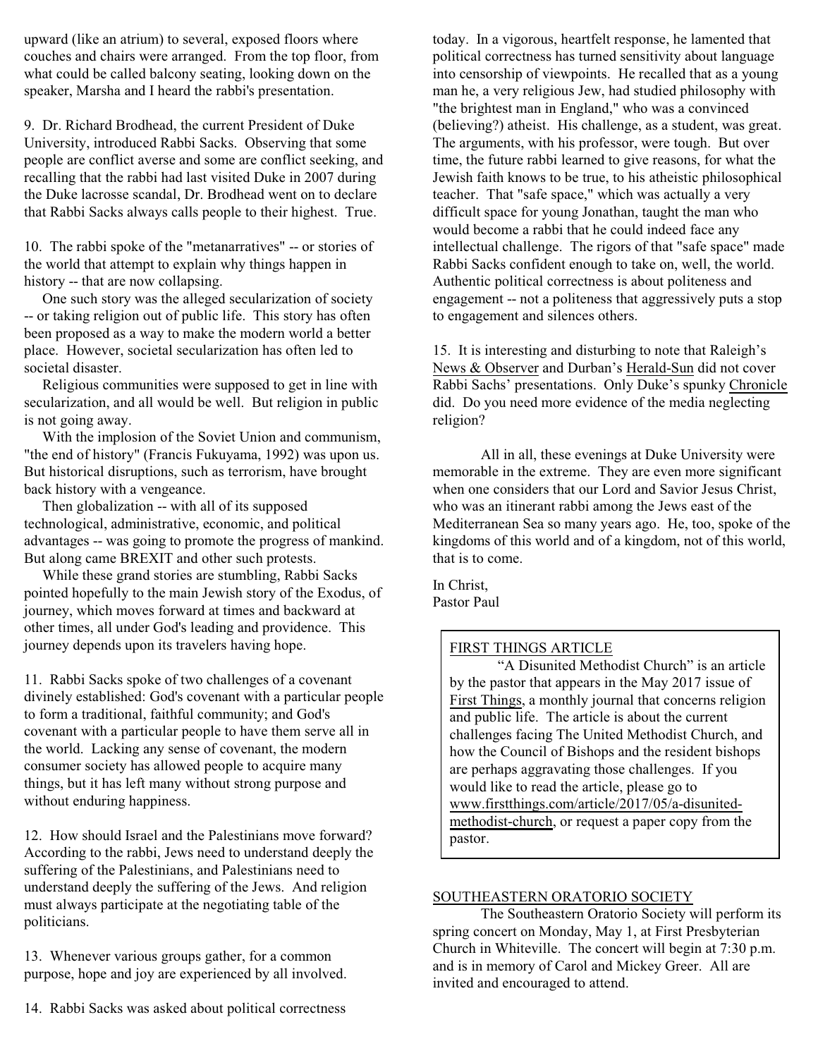upward (like an atrium) to several, exposed floors where couches and chairs were arranged. From the top floor, from what could be called balcony seating, looking down on the speaker, Marsha and I heard the rabbi's presentation.

9. Dr. Richard Brodhead, the current President of Duke University, introduced Rabbi Sacks. Observing that some people are conflict averse and some are conflict seeking, and recalling that the rabbi had last visited Duke in 2007 during the Duke lacrosse scandal, Dr. Brodhead went on to declare that Rabbi Sacks always calls people to their highest. True.

10. The rabbi spoke of the "metanarratives" -- or stories of the world that attempt to explain why things happen in history -- that are now collapsing.

One such story was the alleged secularization of society -- or taking religion out of public life. This story has often been proposed as a way to make the modern world a better place. However, societal secularization has often led to societal disaster.

Religious communities were supposed to get in line with secularization, and all would be well. But religion in public is not going away.

With the implosion of the Soviet Union and communism, "the end of history" (Francis Fukuyama, 1992) was upon us. But historical disruptions, such as terrorism, have brought back history with a vengeance.

Then globalization -- with all of its supposed technological, administrative, economic, and political advantages -- was going to promote the progress of mankind. But along came BREXIT and other such protests.

While these grand stories are stumbling, Rabbi Sacks pointed hopefully to the main Jewish story of the Exodus, of journey, which moves forward at times and backward at other times, all under God's leading and providence. This journey depends upon its travelers having hope.

11. Rabbi Sacks spoke of two challenges of a covenant divinely established: God's covenant with a particular people to form a traditional, faithful community; and God's covenant with a particular people to have them serve all in the world. Lacking any sense of covenant, the modern consumer society has allowed people to acquire many things, but it has left many without strong purpose and without enduring happiness.

12. How should Israel and the Palestinians move forward? According to the rabbi, Jews need to understand deeply the suffering of the Palestinians, and Palestinians need to understand deeply the suffering of the Jews. And religion must always participate at the negotiating table of the politicians.

13. Whenever various groups gather, for a common purpose, hope and joy are experienced by all involved.

14. Rabbi Sacks was asked about political correctness today. In a vigorous, heartfelt response, he lamented that political correctness has turned sensitivity about language into censorship of viewpoints. He recalled that as a young man he, a very religious Jew, had studied philosophy with "the brightest man in England," who was a convinced (believing?) atheist. His challenge, as a student, was great. The arguments, with his professor, were tough. But over time, the future rabbi learned to give reasons, for what the Jewish faith knows to be true, to his atheistic philosophical teacher. That "safe space," which was actually a very difficult space for young Jonathan, taught the man who would become a rabbi that he could indeed face any intellectual challenge. The rigors of that "safe space" made Rabbi Sacks confident enough to take on, well, the world. Authentic political correctness is about politeness and engagement -- not a politeness that aggressively puts a stop to engagement and silences others.

15. It is interesting and disturbing to note that Raleigh's News & Observer and Durban's Herald-Sun did not cover Rabbi Sachs' presentations. Only Duke's spunky Chronicle did. Do you need more evidence of the media neglecting religion?

All in all, these evenings at Duke University were memorable in the extreme. They are even more significant when one considers that our Lord and Savior Jesus Christ, who was an itinerant rabbi among the Jews east of the Mediterranean Sea so many years ago. He, too, spoke of the kingdoms of this world and of a kingdom, not of this world, that is to come.

In Christ,
Pastor Paul

## FIRST THINGS ARTICLE

"A Disunited Methodist Church" is an article by the pastor that appears in the May 2017 issue of First Things, a monthly journal that concerns religion and public life. The article is about the current challenges facing The United Methodist Church, and how the Council of Bishops and the resident bishops are perhaps aggravating those challenges. If you would like to read the article, please go to www.firstthings.com/article/2017/05/a-disunited-methodist-church, or request a paper copy from the pastor.

## SOUTHEASTERN ORATORIO SOCIETY

The Southeastern Oratorio Society will perform its spring concert on Monday, May 1, at First Presbyterian Church in Whiteville. The concert will begin at 7:30 p.m. and is in memory of Carol and Mickey Greer. All are invited and encouraged to attend.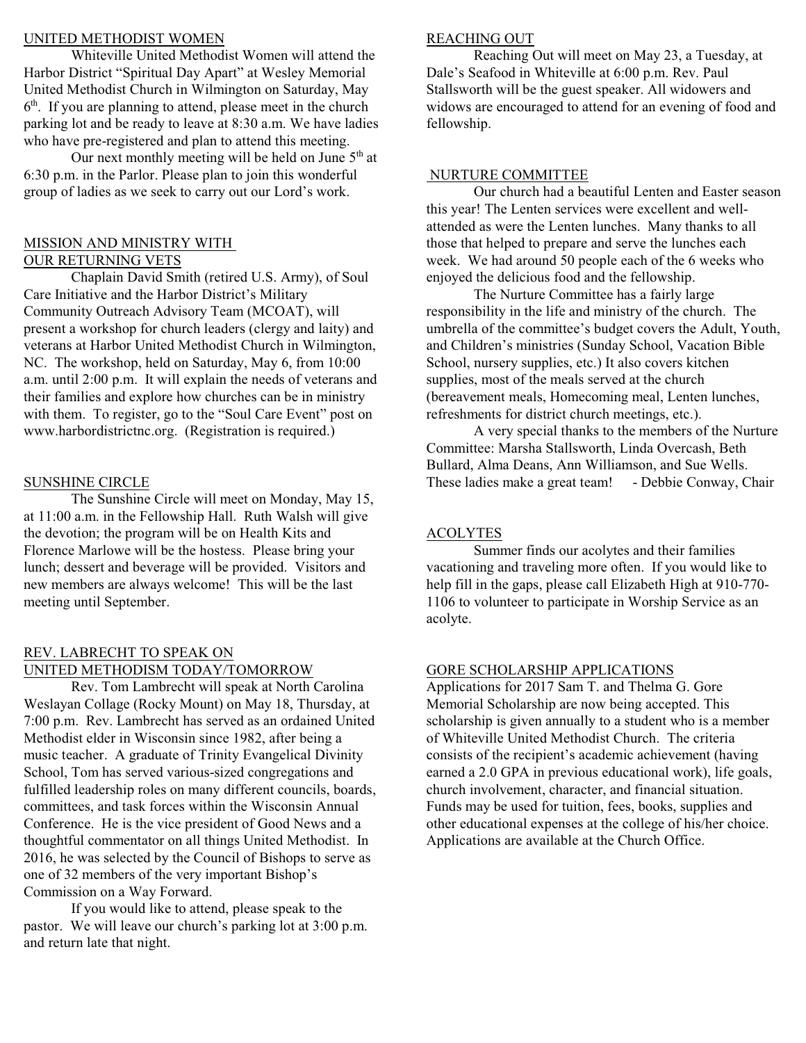## UNITED METHODIST WOMEN

Whiteville United Methodist Women will attend the Harbor District "Spiritual Day Apart" at Wesley Memorial United Methodist Church in Wilmington on Saturday, May 6th. If you are planning to attend, please meet in the church parking lot and be ready to leave at 8:30 a.m. We have ladies who have pre-registered and plan to attend this meeting.

Our next monthly meeting will be held on June 5th at 6:30 p.m. in the Parlor. Please plan to join this wonderful group of ladies as we seek to carry out our Lord's work.

## MISSION AND MINISTRY WITH OUR RETURNING VETS

Chaplain David Smith (retired U.S. Army), of Soul Care Initiative and the Harbor District's Military Community Outreach Advisory Team (MCOAT), will present a workshop for church leaders (clergy and laity) and veterans at Harbor United Methodist Church in Wilmington, NC. The workshop, held on Saturday, May 6, from 10:00 a.m. until 2:00 p.m. It will explain the needs of veterans and their families and explore how churches can be in ministry with them. To register, go to the "Soul Care Event" post on www.harbordistrictnc.org. (Registration is required.)

## SUNSHINE CIRCLE

The Sunshine Circle will meet on Monday, May 15, at 11:00 a.m. in the Fellowship Hall. Ruth Walsh will give the devotion; the program will be on Health Kits and Florence Marlowe will be the hostess. Please bring your lunch; dessert and beverage will be provided. Visitors and new members are always welcome! This will be the last meeting until September.

## REV. LABRECHT TO SPEAK ON UNITED METHODISM TODAY/TOMORROW

Rev. Tom Lambrecht will speak at North Carolina Weslayan Collage (Rocky Mount) on May 18, Thursday, at 7:00 p.m. Rev. Lambrecht has served as an ordained United Methodist elder in Wisconsin since 1982, after being a music teacher. A graduate of Trinity Evangelical Divinity School, Tom has served various-sized congregations and fulfilled leadership roles on many different councils, boards, committees, and task forces within the Wisconsin Annual Conference. He is the vice president of Good News and a thoughtful commentator on all things United Methodist. In 2016, he was selected by the Council of Bishops to serve as one of 32 members of the very important Bishop's Commission on a Way Forward.

If you would like to attend, please speak to the pastor. We will leave our church's parking lot at 3:00 p.m. and return late that night.

## REACHING OUT

Reaching Out will meet on May 23, a Tuesday, at Dale's Seafood in Whiteville at 6:00 p.m. Rev. Paul Stallsworth will be the guest speaker. All widowers and widows are encouraged to attend for an evening of food and fellowship.

## NURTURE COMMITTEE

Our church had a beautiful Lenten and Easter season this year! The Lenten services were excellent and well-attended as were the Lenten lunches. Many thanks to all those that helped to prepare and serve the lunches each week. We had around 50 people each of the 6 weeks who enjoyed the delicious food and the fellowship.

The Nurture Committee has a fairly large responsibility in the life and ministry of the church. The umbrella of the committee's budget covers the Adult, Youth, and Children's ministries (Sunday School, Vacation Bible School, nursery supplies, etc.) It also covers kitchen supplies, most of the meals served at the church (bereavement meals, Homecoming meal, Lenten lunches, refreshments for district church meetings, etc.).

A very special thanks to the members of the Nurture Committee: Marsha Stallsworth, Linda Overcash, Beth Bullard, Alma Deans, Ann Williamson, and Sue Wells. These ladies make a great team! - Debbie Conway, Chair

## ACOLYTES

Summer finds our acolytes and their families vacationing and traveling more often. If you would like to help fill in the gaps, please call Elizabeth High at 910-770-1106 to volunteer to participate in Worship Service as an acolyte.

## GORE SCHOLARSHIP APPLICATIONS

Applications for 2017 Sam T. and Thelma G. Gore Memorial Scholarship are now being accepted. This scholarship is given annually to a student who is a member of Whiteville United Methodist Church. The criteria consists of the recipient's academic achievement (having earned a 2.0 GPA in previous educational work), life goals, church involvement, character, and financial situation. Funds may be used for tuition, fees, books, supplies and other educational expenses at the college of his/her choice. Applications are available at the Church Office.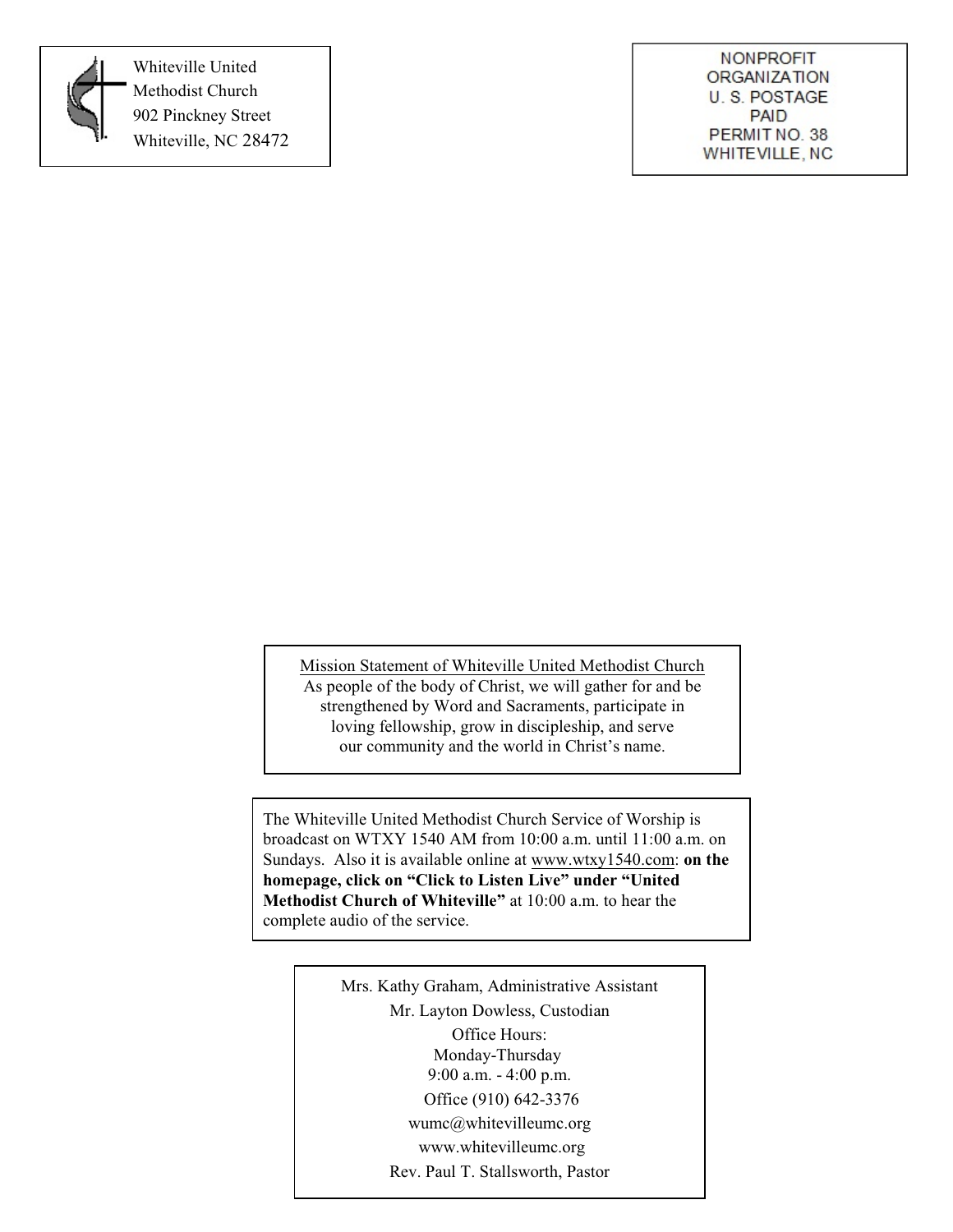Whiteville United
Methodist Church
902 Pinckney Street
Whiteville, NC 28472

NONPROFIT
ORGANIZATION
U. S. POSTAGE
PAID
PERMIT NO. 38
WHITEVILLE, NC

Mission Statement of Whiteville United Methodist Church
As people of the body of Christ, we will gather for and be strengthened by Word and Sacraments, participate in loving fellowship, grow in discipleship, and serve our community and the world in Christ's name.

The Whiteville United Methodist Church Service of Worship is broadcast on WTXY 1540 AM from 10:00 a.m. until 11:00 a.m. on Sundays. Also it is available online at www.wtxy1540.com: **on the homepage, click on "Click to Listen Live" under "United Methodist Church of Whiteville"** at 10:00 a.m. to hear the complete audio of the service.

Mrs. Kathy Graham, Administrative Assistant
Mr. Layton Dowless, Custodian
Office Hours:
Monday-Thursday
9:00 a.m. - 4:00 p.m.
Office (910) 642-3376
wumc@whitevilleumc.org
www.whitevilleumc.org
Rev. Paul T. Stallsworth, Pastor